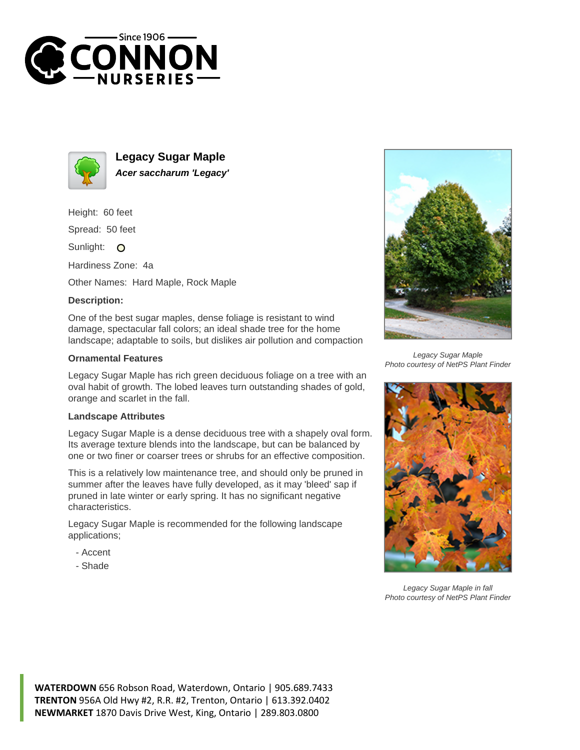# Legacy Sugar Maple

***Acer saccharum 'Legacy'***

Height: 60 feet

Spread: 50 feet

Sunlight: O

Hardiness Zone: 4a

Other Names: Hard Maple, Rock Maple

### Description:

One of the best sugar maples, dense foliage is resistant to wind damage, spectacular fall colors; an ideal shade tree for the home landscape; adaptable to soils, but dislikes air pollution and compaction

### Ornamental Features

Legacy Sugar Maple has rich green deciduous foliage on a tree with an oval habit of growth. The lobed leaves turn outstanding shades of gold, orange and scarlet in the fall.

### Landscape Attributes

Legacy Sugar Maple is a dense deciduous tree with a shapely oval form. Its average texture blends into the landscape, but can be balanced by one or two finer or coarser trees or shrubs for an effective composition.

This is a relatively low maintenance tree, and should only be pruned in summer after the leaves have fully developed, as it may 'bleed' sap if pruned in late winter or early spring. It has no significant negative characteristics.

Legacy Sugar Maple is recommended for the following landscape applications;

- Accent
- Shade

*Legacy Sugar Maple*
*Photo courtesy of NetPS Plant Finder*

*Legacy Sugar Maple in fall*
*Photo courtesy of NetPS Plant Finder*

**WATERDOWN** 656 Robson Road, Waterdown, Ontario | 905.689.7433
**TRENTON** 956A Old Hwy #2, R.R. #2, Trenton, Ontario | 613.392.0402
**NEWMARKET** 1870 Davis Drive West, King, Ontario | 289.803.0800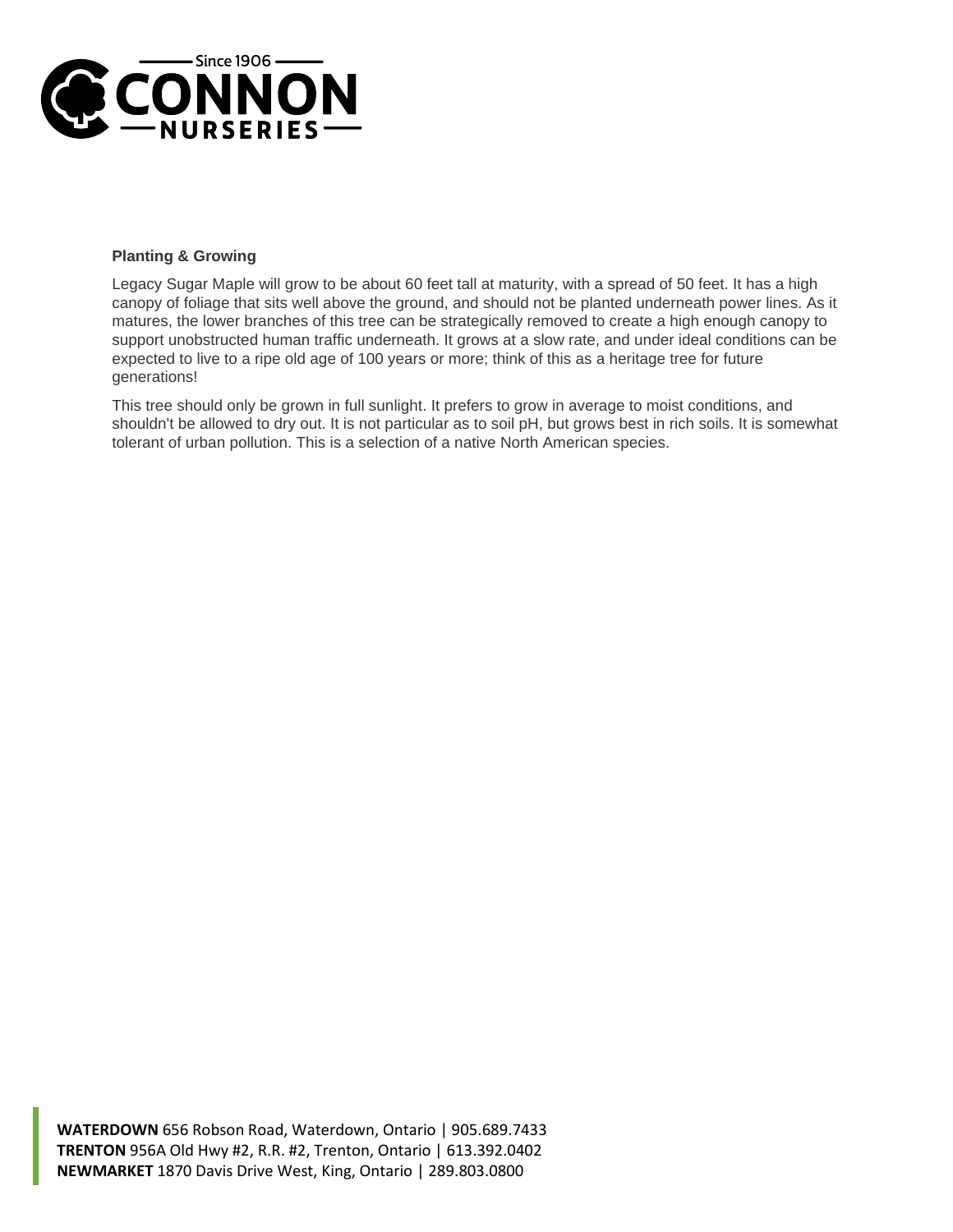### Planting & Growing

Legacy Sugar Maple will grow to be about 60 feet tall at maturity, with a spread of 50 feet. It has a high canopy of foliage that sits well above the ground, and should not be planted underneath power lines. As it matures, the lower branches of this tree can be strategically removed to create a high enough canopy to support unobstructed human traffic underneath. It grows at a slow rate, and under ideal conditions can be expected to live to a ripe old age of 100 years or more; think of this as a heritage tree for future generations!

This tree should only be grown in full sunlight. It prefers to grow in average to moist conditions, and shouldn't be allowed to dry out. It is not particular as to soil pH, but grows best in rich soils. It is somewhat tolerant of urban pollution. This is a selection of a native North American species.